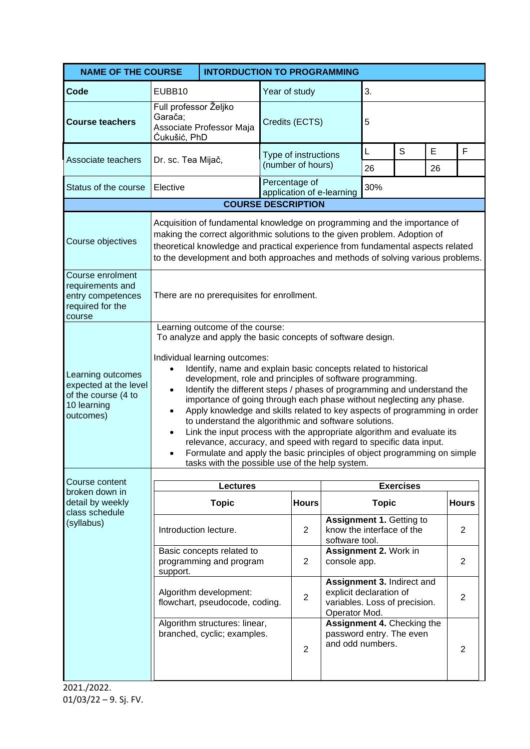| NAME OF THE COURSE | INTORDUCTION TO PROGRAMMING | | | | | |
|---|---|---|---|---|---|---|
| **Code** | EUBB10 | Year of study | 3. | | | |
| **Course teachers** | Full professor Željko Garača; Associate Professor Maja Ćukušić, PhD | Credits (ECTS) | 5 | | | |
| Associate teachers | Dr. sc. Tea Mijač, | Type of instructions (number of hours) | L | S | E | F |
| | | | 26 | | 26 | |
| Status of the course | Elective | Percentage of application of e-learning | 30% | | | |

**COURSE DESCRIPTION**

| | |
|---|---|
| Course objectives | Acquisition of fundamental knowledge on programming and the importance of making the correct algorithmic solutions to the given problem. Adoption of theoretical knowledge and practical experience from fundamental aspects related to the development and both approaches and methods of solving various problems. |
| Course enrolment requirements and entry competences required for the course | There are no prerequisites for enrollment. |
| Learning outcomes expected at the level of the course (4 to 10 learning outcomes) | Learning outcome of the course: To analyze and apply the basic concepts of software design. Individual learning outcomes: • Identify, name and explain basic concepts related to historical development, role and principles of software programming. • Identify the different steps / phases of programming and understand the importance of going through each phase without neglecting any phase. • Apply knowledge and skills related to key aspects of programming in order to understand the algorithmic and software solutions. • Link the input process with the appropriate algorithm and evaluate its relevance, accuracy, and speed with regard to specific data input. • Formulate and apply the basic principles of object programming on simple tasks with the possible use of the help system. |

Course content broken down in detail by weekly class schedule (syllabus)

| Lectures | | Exercises | |
|---|---|---|---|
| **Topic** | **Hours** | **Topic** | **Hours** |
| Introduction lecture. | 2 | **Assignment 1.** Getting to know the interface of the software tool. | 2 |
| Basic concepts related to programming and program support. | 2 | **Assignment 2.** Work in console app. | 2 |
| Algorithm development: flowchart, pseudocode, coding. | 2 | **Assignment 3.** Indirect and explicit declaration of variables. Loss of precision. Operator Mod. | 2 |
| Algorithm structures: linear, branched, cyclic; examples. | 2 | **Assignment 4.** Checking the password entry. The even and odd numbers. | 2 |

2021./2022.
01/03/22 – 9. Sj. FV.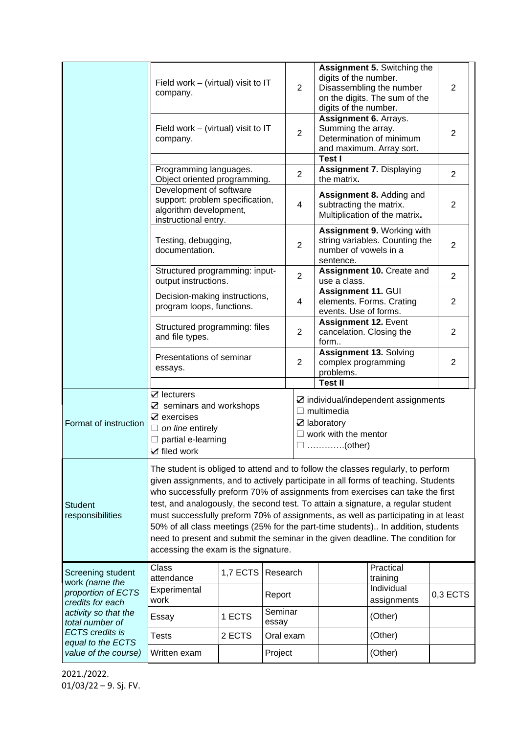| | | | | |
|---|---|---|---|---|
| | Field work – (virtual) visit to IT company. | 2 | **Assignment 5.** Switching the digits of the number. Disassembling the number on the digits. The sum of the digits of the number. | 2 |
| | Field work – (virtual) visit to IT company. | 2 | **Assignment 6.** Arrays. Summing the array. Determination of minimum and maximum. Array sort. | 2 |
| | | | **Test I** | |
| | Programming languages. Object oriented programming. | 2 | **Assignment 7.** Displaying the matrix**.** | 2 |
| | Development of software support: problem specification, algorithm development, instructional entry. | 4 | **Assignment 8.** Adding and subtracting the matrix. Multiplication of the matrix**.** | 2 |
| | Testing, debugging, documentation. | 2 | **Assignment 9.** Working with string variables. Counting the number of vowels in a sentence. | 2 |
| | Structured programming: input-output instructions. | 2 | **Assignment 10.** Create and use a class. | 2 |
| | Decision-making instructions, program loops, functions. | 4 | **Assignment 11.** GUI elements. Forms. Crating events. Use of forms. | 2 |
| | Structured programming: files and file types. | 2 | **Assignment 12.** Event cancelation. Closing the form.. | 2 |
| | Presentations of seminar essays. | 2 | **Assignment 13.** Solving complex programming problems. | 2 |
| | | | **Test II** | |

| | | |
|---|---|---|
| Format of instruction | ☑ lecturers<br>☑ seminars and workshops<br>☑ exercises<br>☐ *on line* entirely<br>☐ partial e-learning<br>☑ filed work | ☑ individual/independent assignments<br>☐ multimedia<br>☑ laboratory<br>☐ work with the mentor<br>☐ ………….(other) |
| Student responsibilities | The student is obliged to attend and to follow the classes regularly, to perform given assignments, and to actively participate in all forms of teaching. Students who successfully preform 70% of assignments from exercises can take the first test, and analogously, the second test. To attain a signature, a regular student must successfully preform 70% of assignments, as well as participating in at least 50% of all class meetings (25% for the part-time students).. In addition, students need to present and submit the seminar in the given deadline. The condition for accessing the exam is the signature. | |

| | | | | | | |
|---|---|---|---|---|---|---|
| Screening student work *(name the proportion of ECTS credits for each activity so that the total number of ECTS credits is equal to the ECTS value of the course)* | Class attendance | 1,7 ECTS | Research | | Practical training | |
| | Experimental work | | Report | | Individual assignments | 0,3 ECTS |
| | Essay | 1 ECTS | Seminar essay | | (Other) | |
| | Tests | 2 ECTS | Oral exam | | (Other) | |
| | Written exam | | Project | | (Other) | |

2021./2022.
01/03/22 – 9. Sj. FV.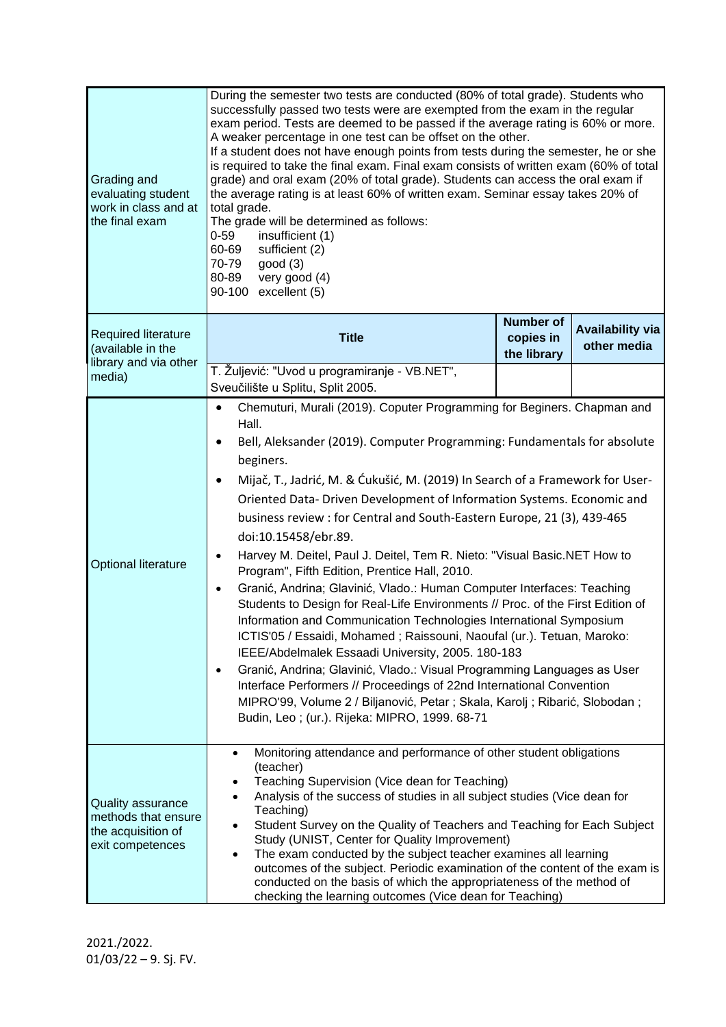| | | | |
|---|---|---|---|
| Grading and evaluating student work in class and at the final exam | During the semester two tests are conducted (80% of total grade). Students who successfully passed two tests were are exempted from the exam in the regular exam period. Tests are deemed to be passed if the average rating is 60% or more. A weaker percentage in one test can be offset on the other.<br>If a student does not have enough points from tests during the semester, he or she is required to take the final exam. Final exam consists of written exam (60% of total grade) and oral exam (20% of total grade). Students can access the oral exam if the average rating is at least 60% of written exam. Seminar essay takes 20% of total grade.<br>The grade will be determined as follows:<br>0-59 insufficient (1)<br>60-69 sufficient (2)<br>70-79 good (3)<br>80-89 very good (4)<br>90-100 excellent (5) | | |
| Required literature (available in the library and via other media) | **Title** | **Number of copies in the library** | **Availability via other media** |
| | T. Žuljević: "Uvod u programiranje - VB.NET", Sveučilište u Splitu, Split 2005. | | |
| Optional literature | • Chemuturi, Murali (2019). Coputer Programming for Beginers. Chapman and Hall.<br>• Bell, Aleksander (2019). Computer Programming: Fundamentals for absolute beginers.<br>• Mijač, T., Jadrić, M. & Ćukušić, M. (2019) In Search of a Framework for User-Oriented Data- Driven Development of Information Systems. Economic and business review : for Central and South-Eastern Europe, 21 (3), 439-465 doi:10.15458/ebr.89.<br>• Harvey M. Deitel, Paul J. Deitel, Tem R. Nieto: "Visual Basic.NET How to Program", Fifth Edition, Prentice Hall, 2010.<br>• Granić, Andrina; Glavinić, Vlado.: Human Computer Interfaces: Teaching Students to Design for Real-Life Environments // Proc. of the First Edition of Information and Communication Technologies International Symposium ICTIS'05 / Essaidi, Mohamed ; Raissouni, Naoufal (ur.). Tetuan, Maroko: IEEE/Abdelmalek Essaadi University, 2005. 180-183<br>• Granić, Andrina; Glavinić, Vlado.: Visual Programming Languages as User Interface Performers // Proceedings of 22nd International Convention MIPRO'99, Volume 2 / Biljanović, Petar ; Skala, Karolj ; Ribarić, Slobodan ; Budin, Leo ; (ur.). Rijeka: MIPRO, 1999. 68-71 | | |
| Quality assurance methods that ensure the acquisition of exit competences | • Monitoring attendance and performance of other student obligations (teacher)<br>• Teaching Supervision (Vice dean for Teaching)<br>• Analysis of the success of studies in all subject studies (Vice dean for Teaching)<br>• Student Survey on the Quality of Teachers and Teaching for Each Subject Study (UNIST, Center for Quality Improvement)<br>• The exam conducted by the subject teacher examines all learning outcomes of the subject. Periodic examination of the content of the exam is conducted on the basis of which the appropriateness of the method of checking the learning outcomes (Vice dean for Teaching) | | |

2021./2022.
01/03/22 – 9. Sj. FV.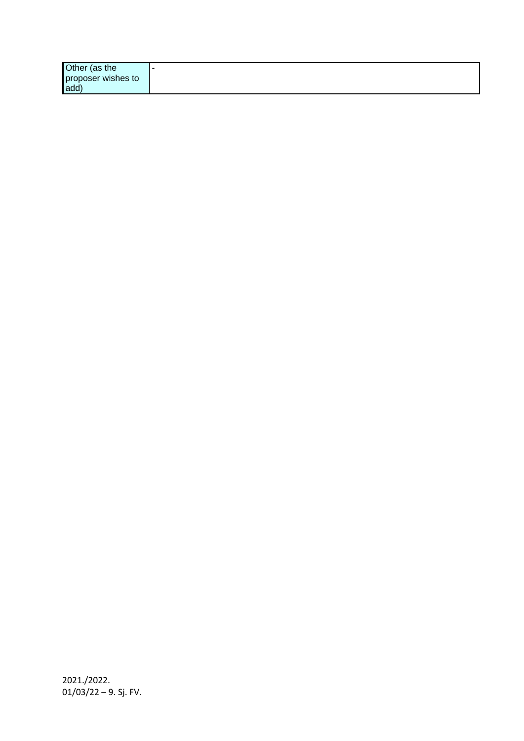| | |
|---|---|
| Other (as the proposer wishes to add) | - |

2021./2022.
01/03/22 – 9. Sj. FV.